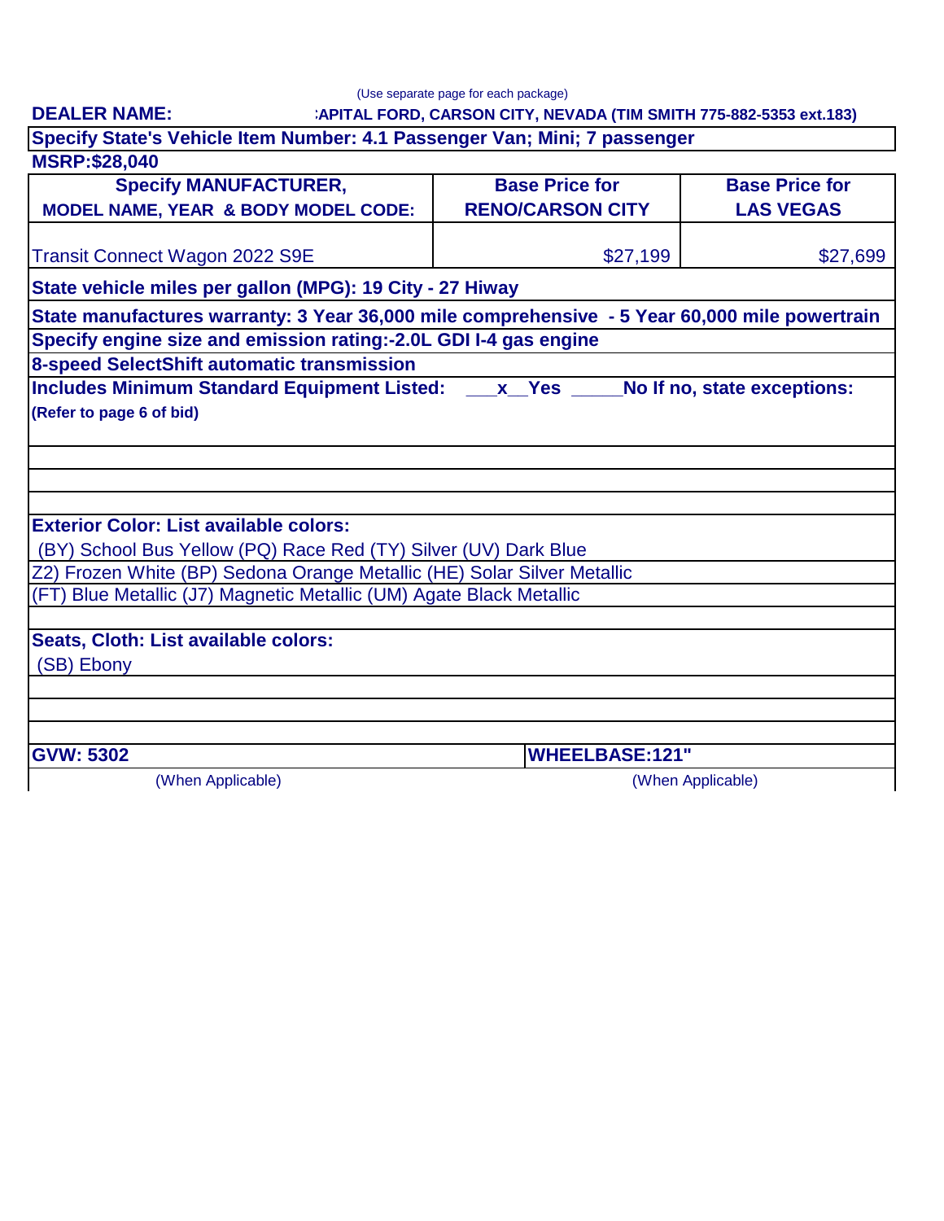(Use separate page for each package)

**DEALER NAME:** :APITAL FORD, CARSON CITY, NEVADA (TIM SMITH 775-882-5353 ext.183)

**Specify State's Vehicle Item Number: 4.1 Passenger Van; Mini; 7 passenger**

**MSRP:$28,040**

| Specify MANUFACTURER, MODEL NAME, YEAR & BODY MODEL CODE: | Base Price for RENO/CARSON CITY | Base Price for LAS VEGAS |
|---|---|---|
| Transit Connect Wagon 2022 S9E | $27,199 | $27,699 |

**State vehicle miles per gallon (MPG): 19 City - 27 Hiway**

**State manufactures warranty: 3 Year 36,000 mile comprehensive - 5 Year 60,000 mile powertrain**

**Specify engine size and emission rating:-2.0L GDI I-4 gas engine**

**8-speed SelectShift automatic transmission**

**Includes Minimum Standard Equipment Listed: \_\_\_x\_\_Yes \_\_\_\_\_No If no, state exceptions:**

**(Refer to page 6 of bid)**

**Exterior Color: List available colors:**

(BY) School Bus Yellow (PQ) Race Red (TY) Silver (UV) Dark Blue
Z2) Frozen White (BP) Sedona Orange Metallic (HE) Solar Silver Metallic
(FT) Blue Metallic (J7) Magnetic Metallic (UM) Agate Black Metallic

**Seats, Cloth: List available colors:**

(SB) Ebony

| GVW: 5302 | WHEELBASE:121" |
|---|---|
| (When Applicable) | (When Applicable) |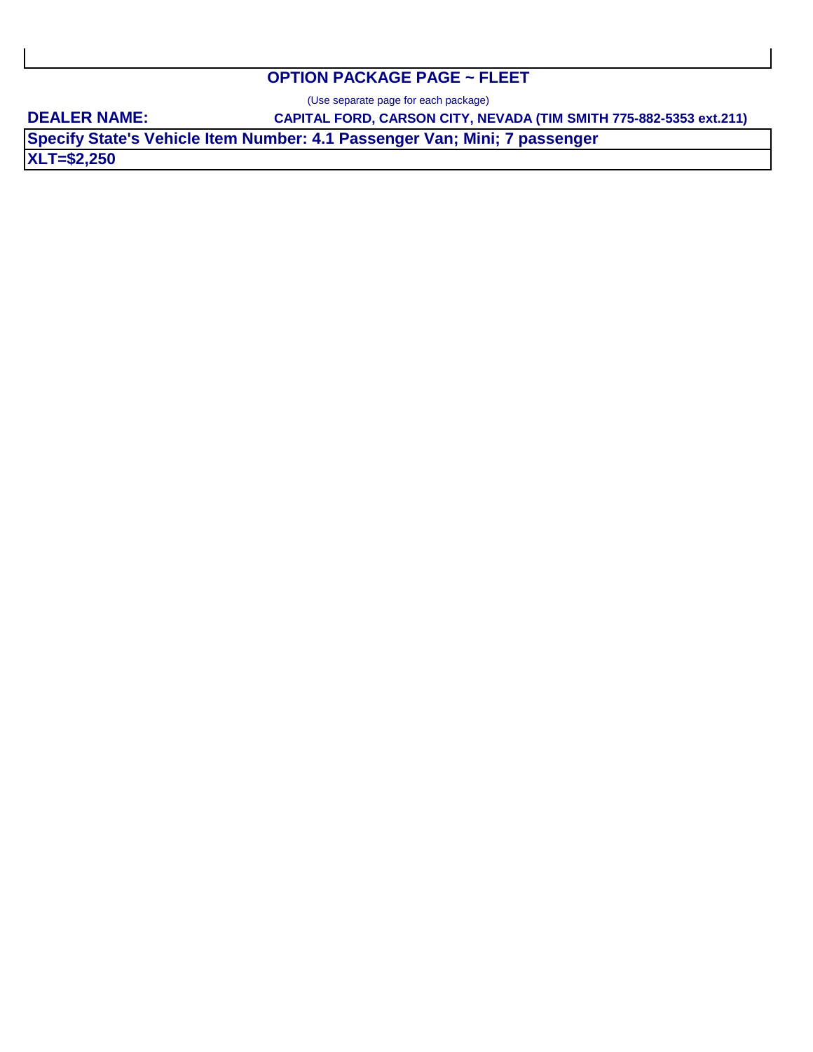## OPTION PACKAGE PAGE ~ FLEET

(Use separate page for each package)

**DEALER NAME:** **CAPITAL FORD, CARSON CITY, NEVADA (TIM SMITH 775-882-5353 ext.211)**

| **Specify State's Vehicle Item Number: 4.1 Passenger Van; Mini; 7 passenger** |
| --- |
| **XLT=$2,250** |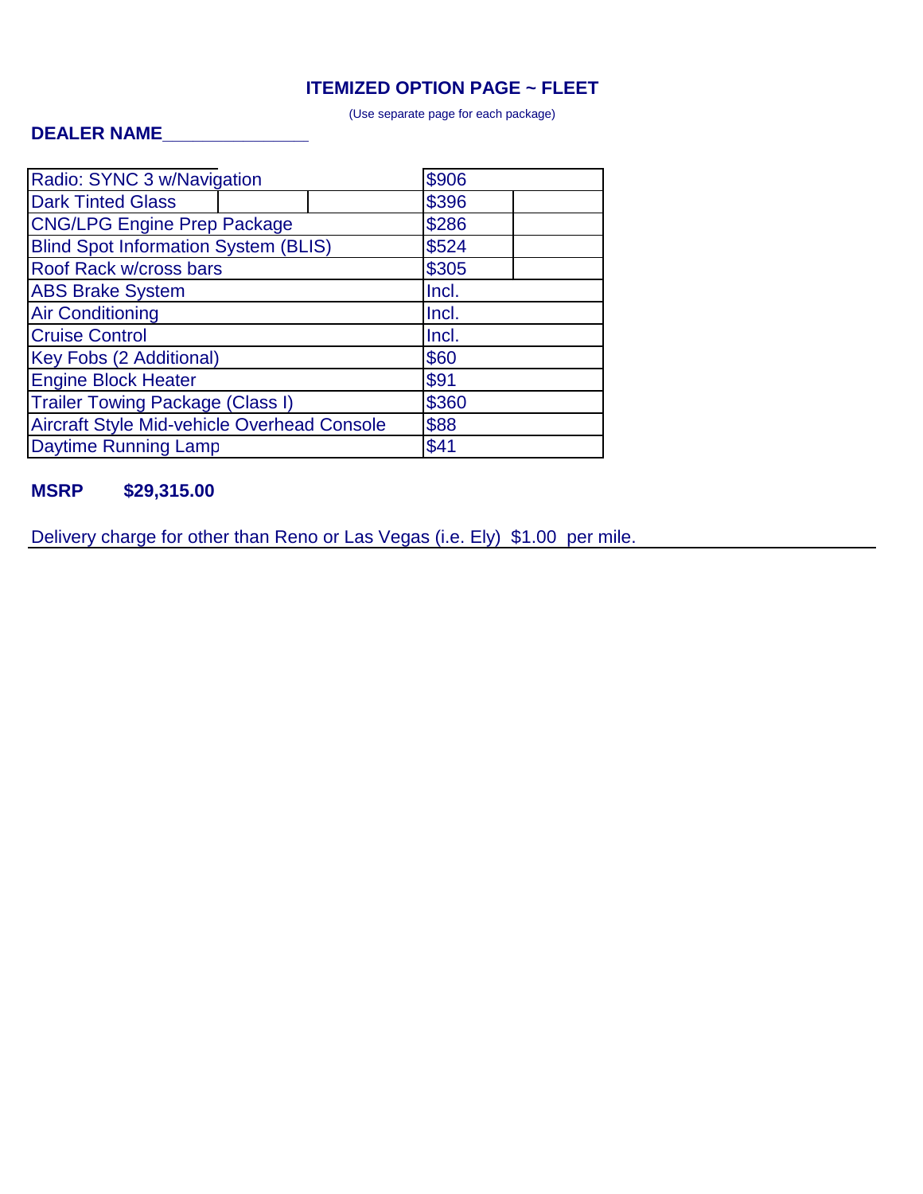## ITEMIZED OPTION PAGE ~ FLEET

(Use separate page for each package)

**DEALER NAME**\_\_\_\_\_\_\_\_\_\_\_\_\_\_\_

| | |
|---|---|
| Radio: SYNC 3 w/Navigation | $906 |
| Dark Tinted Glass | $396 |
| CNG/LPG Engine Prep Package | $286 |
| Blind Spot Information System (BLIS) | $524 |
| Roof Rack w/cross bars | $305 |
| ABS Brake System | Incl. |
| Air Conditioning | Incl. |
| Cruise Control | Incl. |
| Key Fobs (2 Additional) | $60 |
| Engine Block Heater | $91 |
| Trailer Towing Package (Class I) | $360 |
| Aircraft Style Mid-vehicle Overhead Console | $88 |
| Daytime Running Lamp | $41 |

**MSRP $29,315.00**

Delivery charge for other than Reno or Las Vegas (i.e. Ely) $1.00 per mile.